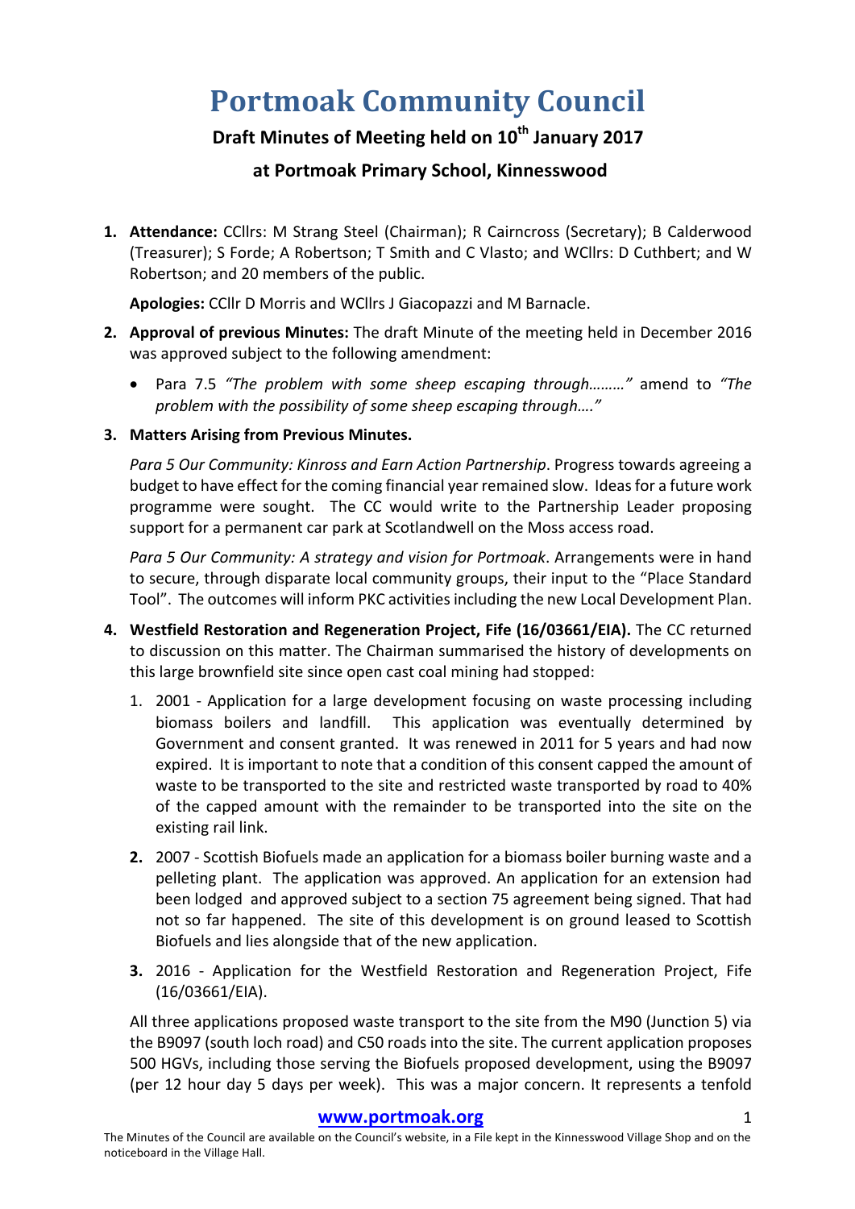# Portmoak Community Council

## Draft Minutes of Meeting held on 10th January 2017

## at Portmoak Primary School, Kinnesswood

1. **Attendance:** CCllrs: M Strang Steel (Chairman); R Cairncross (Secretary); B Calderwood (Treasurer); S Forde; A Robertson; T Smith and C Vlasto; and WCllrs: D Cuthbert; and W Robertson; and 20 members of the public.

   **Apologies:** CCllr D Morris and WCllrs J Giacopazzi and M Barnacle.

2. **Approval of previous Minutes:** The draft Minute of the meeting held in December 2016 was approved subject to the following amendment:

   - Para 7.5 *"The problem with some sheep escaping through………"* amend to *"The problem with the possibility of some sheep escaping through…."*

3. **Matters Arising from Previous Minutes.**

   *Para 5 Our Community: Kinross and Earn Action Partnership*. Progress towards agreeing a budget to have effect for the coming financial year remained slow. Ideas for a future work programme were sought. The CC would write to the Partnership Leader proposing support for a permanent car park at Scotlandwell on the Moss access road.

   *Para 5 Our Community: A strategy and vision for Portmoak*. Arrangements were in hand to secure, through disparate local community groups, their input to the "Place Standard Tool". The outcomes will inform PKC activities including the new Local Development Plan.

4. **Westfield Restoration and Regeneration Project, Fife (16/03661/EIA).** The CC returned to discussion on this matter. The Chairman summarised the history of developments on this large brownfield site since open cast coal mining had stopped:

   1. 2001 - Application for a large development focusing on waste processing including biomass boilers and landfill. This application was eventually determined by Government and consent granted. It was renewed in 2011 for 5 years and had now expired. It is important to note that a condition of this consent capped the amount of waste to be transported to the site and restricted waste transported by road to 40% of the capped amount with the remainder to be transported into the site on the existing rail link.
   2. 2007 - Scottish Biofuels made an application for a biomass boiler burning waste and a pelleting plant. The application was approved. An application for an extension had been lodged and approved subject to a section 75 agreement being signed. That had not so far happened. The site of this development is on ground leased to Scottish Biofuels and lies alongside that of the new application.
   3. 2016 - Application for the Westfield Restoration and Regeneration Project, Fife (16/03661/EIA).

   All three applications proposed waste transport to the site from the M90 (Junction 5) via the B9097 (south loch road) and C50 roads into the site. The current application proposes 500 HGVs, including those serving the Biofuels proposed development, using the B9097 (per 12 hour day 5 days per week). This was a major concern. It represents a tenfold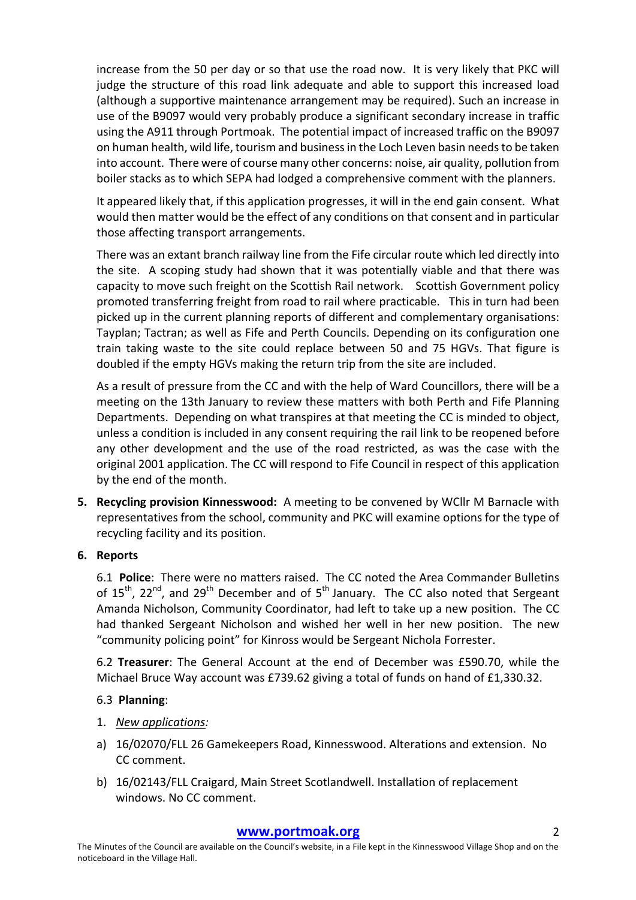increase from the 50 per day or so that use the road now. It is very likely that PKC will judge the structure of this road link adequate and able to support this increased load (although a supportive maintenance arrangement may be required). Such an increase in use of the B9097 would very probably produce a significant secondary increase in traffic using the A911 through Portmoak. The potential impact of increased traffic on the B9097 on human health, wild life, tourism and business in the Loch Leven basin needs to be taken into account. There were of course many other concerns: noise, air quality, pollution from boiler stacks as to which SEPA had lodged a comprehensive comment with the planners.

It appeared likely that, if this application progresses, it will in the end gain consent. What would then matter would be the effect of any conditions on that consent and in particular those affecting transport arrangements.

There was an extant branch railway line from the Fife circular route which led directly into the site. A scoping study had shown that it was potentially viable and that there was capacity to move such freight on the Scottish Rail network. Scottish Government policy promoted transferring freight from road to rail where practicable. This in turn had been picked up in the current planning reports of different and complementary organisations: Tayplan; Tactran; as well as Fife and Perth Councils. Depending on its configuration one train taking waste to the site could replace between 50 and 75 HGVs. That figure is doubled if the empty HGVs making the return trip from the site are included.

As a result of pressure from the CC and with the help of Ward Councillors, there will be a meeting on the 13th January to review these matters with both Perth and Fife Planning Departments. Depending on what transpires at that meeting the CC is minded to object, unless a condition is included in any consent requiring the rail link to be reopened before any other development and the use of the road restricted, as was the case with the original 2001 application. The CC will respond to Fife Council in respect of this application by the end of the month.

5. **Recycling provision Kinnesswood:** A meeting to be convened by WCllr M Barnacle with representatives from the school, community and PKC will examine options for the type of recycling facility and its position.

6. **Reports**

   6.1 **Police**: There were no matters raised. The CC noted the Area Commander Bulletins of 15th, 22nd, and 29th December and of 5th January. The CC also noted that Sergeant Amanda Nicholson, Community Coordinator, had left to take up a new position. The CC had thanked Sergeant Nicholson and wished her well in her new position. The new "community policing point" for Kinross would be Sergeant Nichola Forrester.

   6.2 **Treasurer**: The General Account at the end of December was £590.70, while the Michael Bruce Way account was £739.62 giving a total of funds on hand of £1,330.32.

   6.3 **Planning**:

   1. *New applications:*

   a) 16/02070/FLL 26 Gamekeepers Road, Kinnesswood. Alterations and extension. No CC comment.

   b) 16/02143/FLL Craigard, Main Street Scotlandwell. Installation of replacement windows. No CC comment.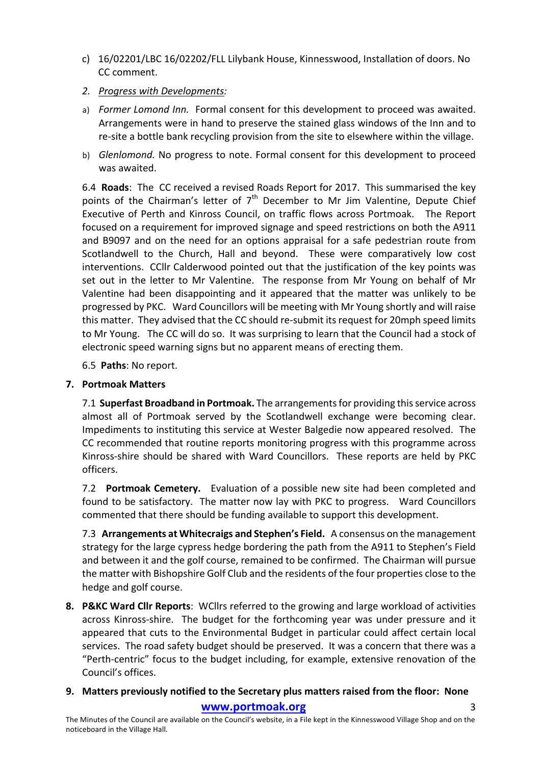c) 16/02201/LBC 16/02202/FLL Lilybank House, Kinnesswood, Installation of doors. No CC comment.

2. *Progress with Developments:*

a) *Former Lomond Inn.* Formal consent for this development to proceed was awaited. Arrangements were in hand to preserve the stained glass windows of the Inn and to re-site a bottle bank recycling provision from the site to elsewhere within the village.

b) *Glenlomond.* No progress to note. Formal consent for this development to proceed was awaited.

6.4 **Roads**: The CC received a revised Roads Report for 2017. This summarised the key points of the Chairman's letter of 7th December to Mr Jim Valentine, Depute Chief Executive of Perth and Kinross Council, on traffic flows across Portmoak. The Report focused on a requirement for improved signage and speed restrictions on both the A911 and B9097 and on the need for an options appraisal for a safe pedestrian route from Scotlandwell to the Church, Hall and beyond. These were comparatively low cost interventions. CCllr Calderwood pointed out that the justification of the key points was set out in the letter to Mr Valentine. The response from Mr Young on behalf of Mr Valentine had been disappointing and it appeared that the matter was unlikely to be progressed by PKC. Ward Councillors will be meeting with Mr Young shortly and will raise this matter. They advised that the CC should re-submit its request for 20mph speed limits to Mr Young. The CC will do so. It was surprising to learn that the Council had a stock of electronic speed warning signs but no apparent means of erecting them.

6.5 **Paths**: No report.

**7. Portmoak Matters**

7.1 **Superfast Broadband in Portmoak.** The arrangements for providing this service across almost all of Portmoak served by the Scotlandwell exchange were becoming clear. Impediments to instituting this service at Wester Balgedie now appeared resolved. The CC recommended that routine reports monitoring progress with this programme across Kinross-shire should be shared with Ward Councillors. These reports are held by PKC officers.

7.2 **Portmoak Cemetery.** Evaluation of a possible new site had been completed and found to be satisfactory. The matter now lay with PKC to progress. Ward Councillors commented that there should be funding available to support this development.

7.3 **Arrangements at Whitecraigs and Stephen's Field.** A consensus on the management strategy for the large cypress hedge bordering the path from the A911 to Stephen's Field and between it and the golf course, remained to be confirmed. The Chairman will pursue the matter with Bishopshire Golf Club and the residents of the four properties close to the hedge and golf course.

**8. P&KC Ward Cllr Reports**: WCllrs referred to the growing and large workload of activities across Kinross-shire. The budget for the forthcoming year was under pressure and it appeared that cuts to the Environmental Budget in particular could affect certain local services. The road safety budget should be preserved. It was a concern that there was a "Perth-centric" focus to the budget including, for example, extensive renovation of the Council's offices.

**9. Matters previously notified to the Secretary plus matters raised from the floor: None**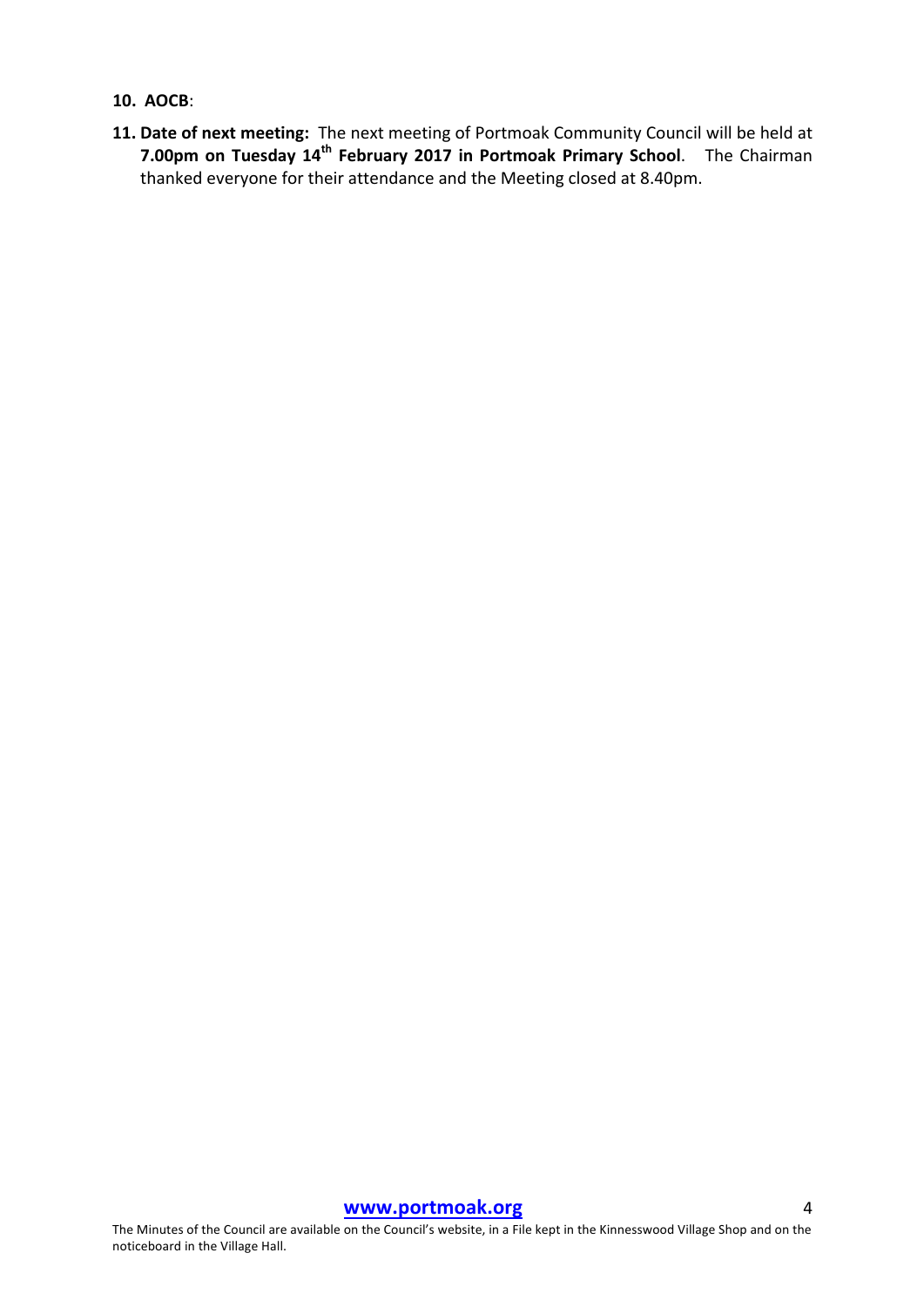10. **AOCB**:

11. **Date of next meeting:** The next meeting of Portmoak Community Council will be held at **7.00pm on Tuesday 14th February 2017 in Portmoak Primary School**. The Chairman thanked everyone for their attendance and the Meeting closed at 8.40pm.

**www.portmoak.org**

The Minutes of the Council are available on the Council's website, in a File kept in the Kinnesswood Village Shop and on the noticeboard in the Village Hall.